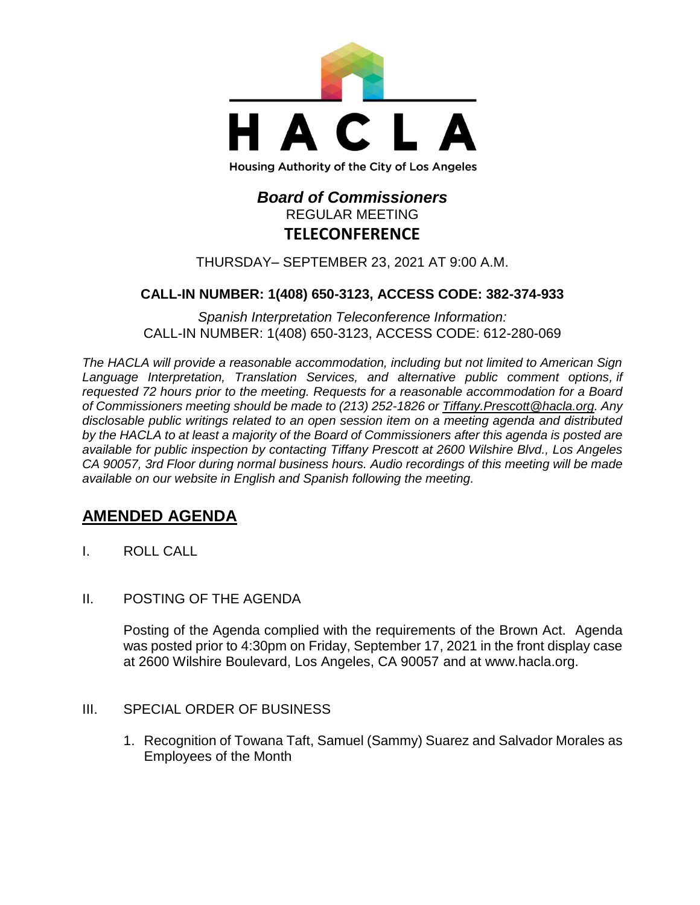HACLA

Housing Authority of the City of Los Angeles

## *Board of Commissioners*

REGULAR MEETING

**TELECONFERENCE**

THURSDAY– SEPTEMBER 23, 2021 AT 9:00 A.M.

**CALL-IN NUMBER: 1(408) 650-3123, ACCESS CODE: 382-374-933**

*Spanish Interpretation Teleconference Information:*
CALL-IN NUMBER: 1(408) 650-3123, ACCESS CODE: 612-280-069

*The HACLA will provide a reasonable accommodation, including but not limited to American Sign Language Interpretation, Translation Services, and alternative public comment options, if requested 72 hours prior to the meeting. Requests for a reasonable accommodation for a Board of Commissioners meeting should be made to (213) 252-1826 or Tiffany.Prescott@hacla.org. Any disclosable public writings related to an open session item on a meeting agenda and distributed by the HACLA to at least a majority of the Board of Commissioners after this agenda is posted are available for public inspection by contacting Tiffany Prescott at 2600 Wilshire Blvd., Los Angeles CA 90057, 3rd Floor during normal business hours. Audio recordings of this meeting will be made available on our website in English and Spanish following the meeting.*

## AMENDED AGENDA

I. ROLL CALL

II. POSTING OF THE AGENDA

Posting of the Agenda complied with the requirements of the Brown Act. Agenda was posted prior to 4:30pm on Friday, September 17, 2021 in the front display case at 2600 Wilshire Boulevard, Los Angeles, CA 90057 and at www.hacla.org.

III. SPECIAL ORDER OF BUSINESS

1. Recognition of Towana Taft, Samuel (Sammy) Suarez and Salvador Morales as Employees of the Month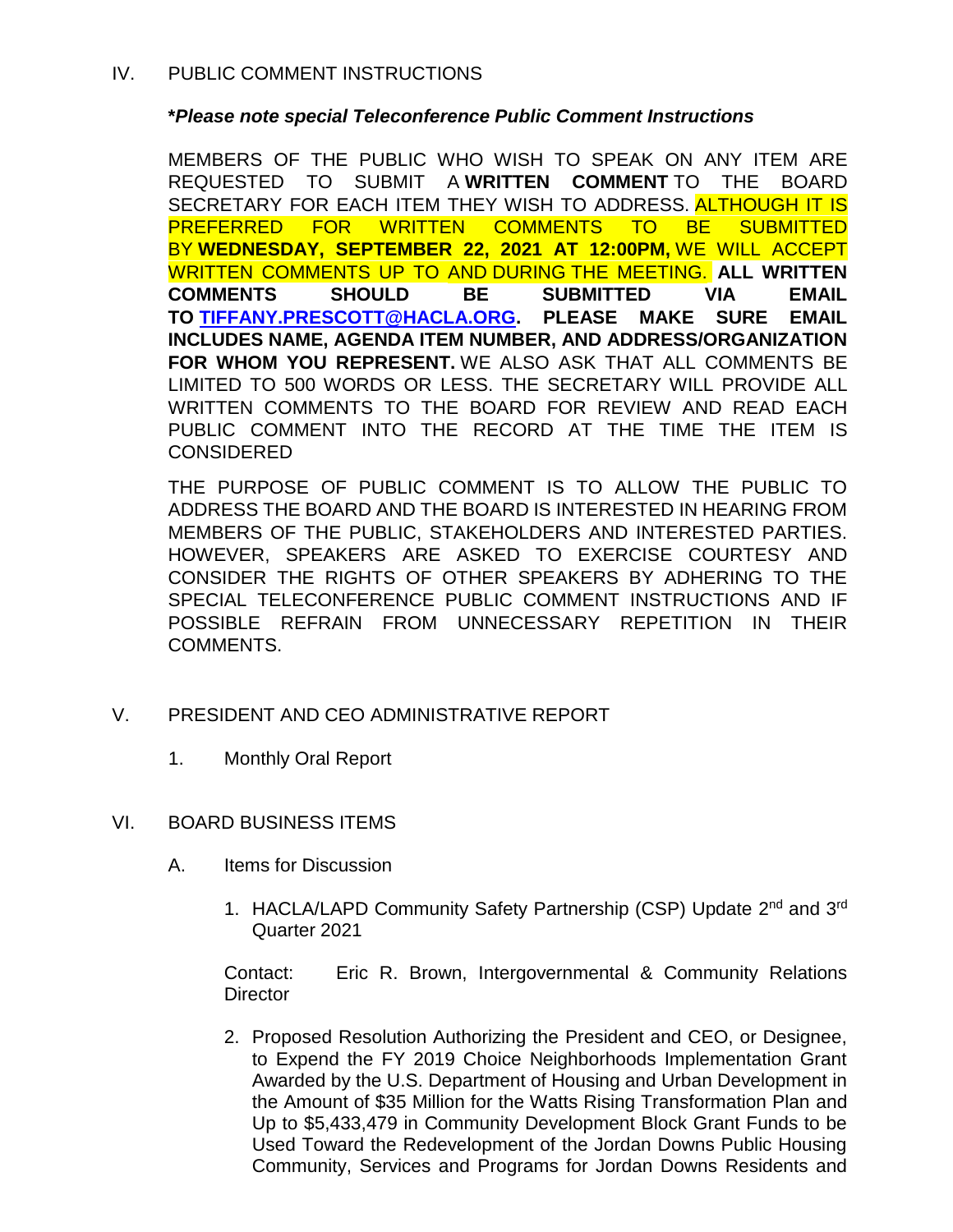## IV. PUBLIC COMMENT INSTRUCTIONS

***Please note special Teleconference Public Comment Instructions**

MEMBERS OF THE PUBLIC WHO WISH TO SPEAK ON ANY ITEM ARE REQUESTED TO SUBMIT A **WRITTEN COMMENT** TO THE BOARD SECRETARY FOR EACH ITEM THEY WISH TO ADDRESS. ALTHOUGH IT IS PREFERRED FOR WRITTEN COMMENTS TO BE SUBMITTED BY **WEDNESDAY, SEPTEMBER 22, 2021 AT 12:00PM,** WE WILL ACCEPT WRITTEN COMMENTS UP TO AND DURING THE MEETING. **ALL WRITTEN COMMENTS SHOULD BE SUBMITTED VIA EMAIL TO [TIFFANY.PRESCOTT@HACLA.ORG](mailto:TIFFANY.PRESCOTT@HACLA.ORG). PLEASE MAKE SURE EMAIL INCLUDES NAME, AGENDA ITEM NUMBER, AND ADDRESS/ORGANIZATION FOR WHOM YOU REPRESENT.** WE ALSO ASK THAT ALL COMMENTS BE LIMITED TO 500 WORDS OR LESS. THE SECRETARY WILL PROVIDE ALL WRITTEN COMMENTS TO THE BOARD FOR REVIEW AND READ EACH PUBLIC COMMENT INTO THE RECORD AT THE TIME THE ITEM IS CONSIDERED

THE PURPOSE OF PUBLIC COMMENT IS TO ALLOW THE PUBLIC TO ADDRESS THE BOARD AND THE BOARD IS INTERESTED IN HEARING FROM MEMBERS OF THE PUBLIC, STAKEHOLDERS AND INTERESTED PARTIES. HOWEVER, SPEAKERS ARE ASKED TO EXERCISE COURTESY AND CONSIDER THE RIGHTS OF OTHER SPEAKERS BY ADHERING TO THE SPECIAL TELECONFERENCE PUBLIC COMMENT INSTRUCTIONS AND IF POSSIBLE REFRAIN FROM UNNECESSARY REPETITION IN THEIR COMMENTS.

## V. PRESIDENT AND CEO ADMINISTRATIVE REPORT

1. Monthly Oral Report

## VI. BOARD BUSINESS ITEMS

A. Items for Discussion

1. HACLA/LAPD Community Safety Partnership (CSP) Update 2nd and 3rd Quarter 2021

   Contact: Eric R. Brown, Intergovernmental & Community Relations Director

2. Proposed Resolution Authorizing the President and CEO, or Designee, to Expend the FY 2019 Choice Neighborhoods Implementation Grant Awarded by the U.S. Department of Housing and Urban Development in the Amount of $35 Million for the Watts Rising Transformation Plan and Up to $5,433,479 in Community Development Block Grant Funds to be Used Toward the Redevelopment of the Jordan Downs Public Housing Community, Services and Programs for Jordan Downs Residents and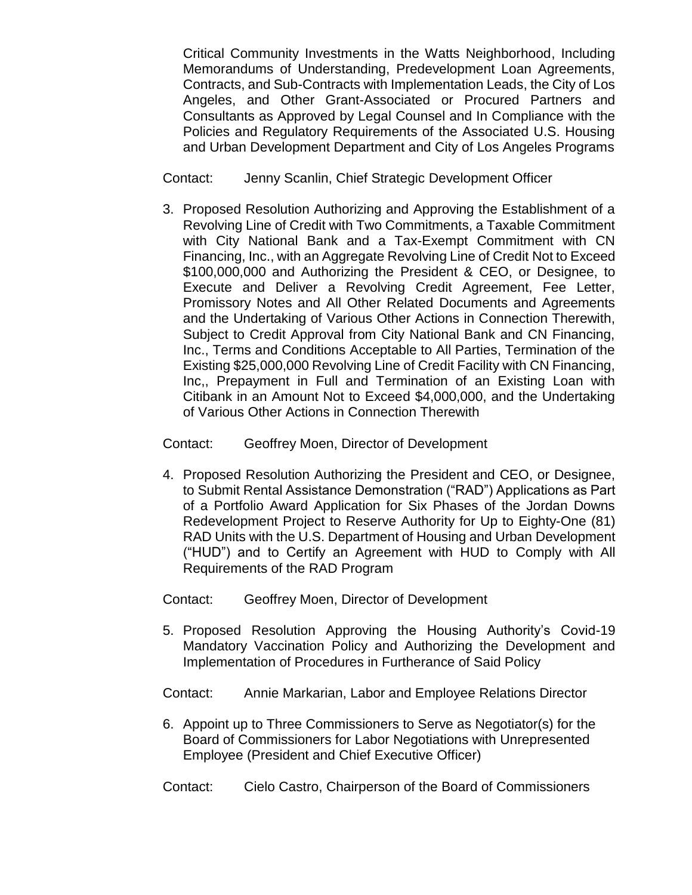Critical Community Investments in the Watts Neighborhood, Including Memorandums of Understanding, Predevelopment Loan Agreements, Contracts, and Sub-Contracts with Implementation Leads, the City of Los Angeles, and Other Grant-Associated or Procured Partners and Consultants as Approved by Legal Counsel and In Compliance with the Policies and Regulatory Requirements of the Associated U.S. Housing and Urban Development Department and City of Los Angeles Programs

Contact: Jenny Scanlin, Chief Strategic Development Officer

3. Proposed Resolution Authorizing and Approving the Establishment of a Revolving Line of Credit with Two Commitments, a Taxable Commitment with City National Bank and a Tax-Exempt Commitment with CN Financing, Inc., with an Aggregate Revolving Line of Credit Not to Exceed $100,000,000 and Authorizing the President & CEO, or Designee, to Execute and Deliver a Revolving Credit Agreement, Fee Letter, Promissory Notes and All Other Related Documents and Agreements and the Undertaking of Various Other Actions in Connection Therewith, Subject to Credit Approval from City National Bank and CN Financing, Inc., Terms and Conditions Acceptable to All Parties, Termination of the Existing $25,000,000 Revolving Line of Credit Facility with CN Financing, Inc,, Prepayment in Full and Termination of an Existing Loan with Citibank in an Amount Not to Exceed $4,000,000, and the Undertaking of Various Other Actions in Connection Therewith

Contact: Geoffrey Moen, Director of Development

4. Proposed Resolution Authorizing the President and CEO, or Designee, to Submit Rental Assistance Demonstration ("RAD") Applications as Part of a Portfolio Award Application for Six Phases of the Jordan Downs Redevelopment Project to Reserve Authority for Up to Eighty-One (81) RAD Units with the U.S. Department of Housing and Urban Development ("HUD") and to Certify an Agreement with HUD to Comply with All Requirements of the RAD Program

Contact: Geoffrey Moen, Director of Development

5. Proposed Resolution Approving the Housing Authority's Covid-19 Mandatory Vaccination Policy and Authorizing the Development and Implementation of Procedures in Furtherance of Said Policy

Contact: Annie Markarian, Labor and Employee Relations Director

6. Appoint up to Three Commissioners to Serve as Negotiator(s) for the Board of Commissioners for Labor Negotiations with Unrepresented Employee (President and Chief Executive Officer)

Contact: Cielo Castro, Chairperson of the Board of Commissioners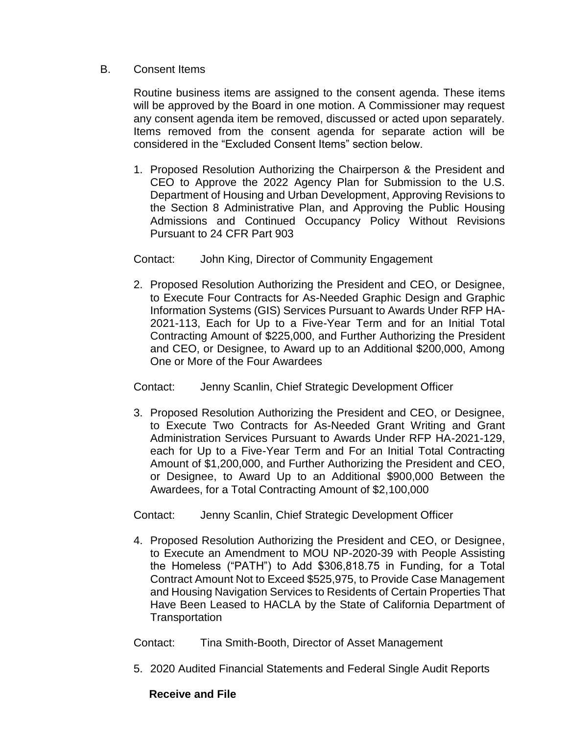B. Consent Items

Routine business items are assigned to the consent agenda. These items will be approved by the Board in one motion. A Commissioner may request any consent agenda item be removed, discussed or acted upon separately. Items removed from the consent agenda for separate action will be considered in the "Excluded Consent Items" section below.

1. Proposed Resolution Authorizing the Chairperson & the President and CEO to Approve the 2022 Agency Plan for Submission to the U.S. Department of Housing and Urban Development, Approving Revisions to the Section 8 Administrative Plan, and Approving the Public Housing Admissions and Continued Occupancy Policy Without Revisions Pursuant to 24 CFR Part 903

Contact: John King, Director of Community Engagement

2. Proposed Resolution Authorizing the President and CEO, or Designee, to Execute Four Contracts for As-Needed Graphic Design and Graphic Information Systems (GIS) Services Pursuant to Awards Under RFP HA-2021-113, Each for Up to a Five-Year Term and for an Initial Total Contracting Amount of $225,000, and Further Authorizing the President and CEO, or Designee, to Award up to an Additional $200,000, Among One or More of the Four Awardees

Contact: Jenny Scanlin, Chief Strategic Development Officer

3. Proposed Resolution Authorizing the President and CEO, or Designee, to Execute Two Contracts for As-Needed Grant Writing and Grant Administration Services Pursuant to Awards Under RFP HA-2021-129, each for Up to a Five-Year Term and For an Initial Total Contracting Amount of $1,200,000, and Further Authorizing the President and CEO, or Designee, to Award Up to an Additional $900,000 Between the Awardees, for a Total Contracting Amount of $2,100,000

Contact: Jenny Scanlin, Chief Strategic Development Officer

4. Proposed Resolution Authorizing the President and CEO, or Designee, to Execute an Amendment to MOU NP-2020-39 with People Assisting the Homeless ("PATH") to Add $306,818.75 in Funding, for a Total Contract Amount Not to Exceed $525,975, to Provide Case Management and Housing Navigation Services to Residents of Certain Properties That Have Been Leased to HACLA by the State of California Department of Transportation

Contact: Tina Smith-Booth, Director of Asset Management

5. 2020 Audited Financial Statements and Federal Single Audit Reports

**Receive and File**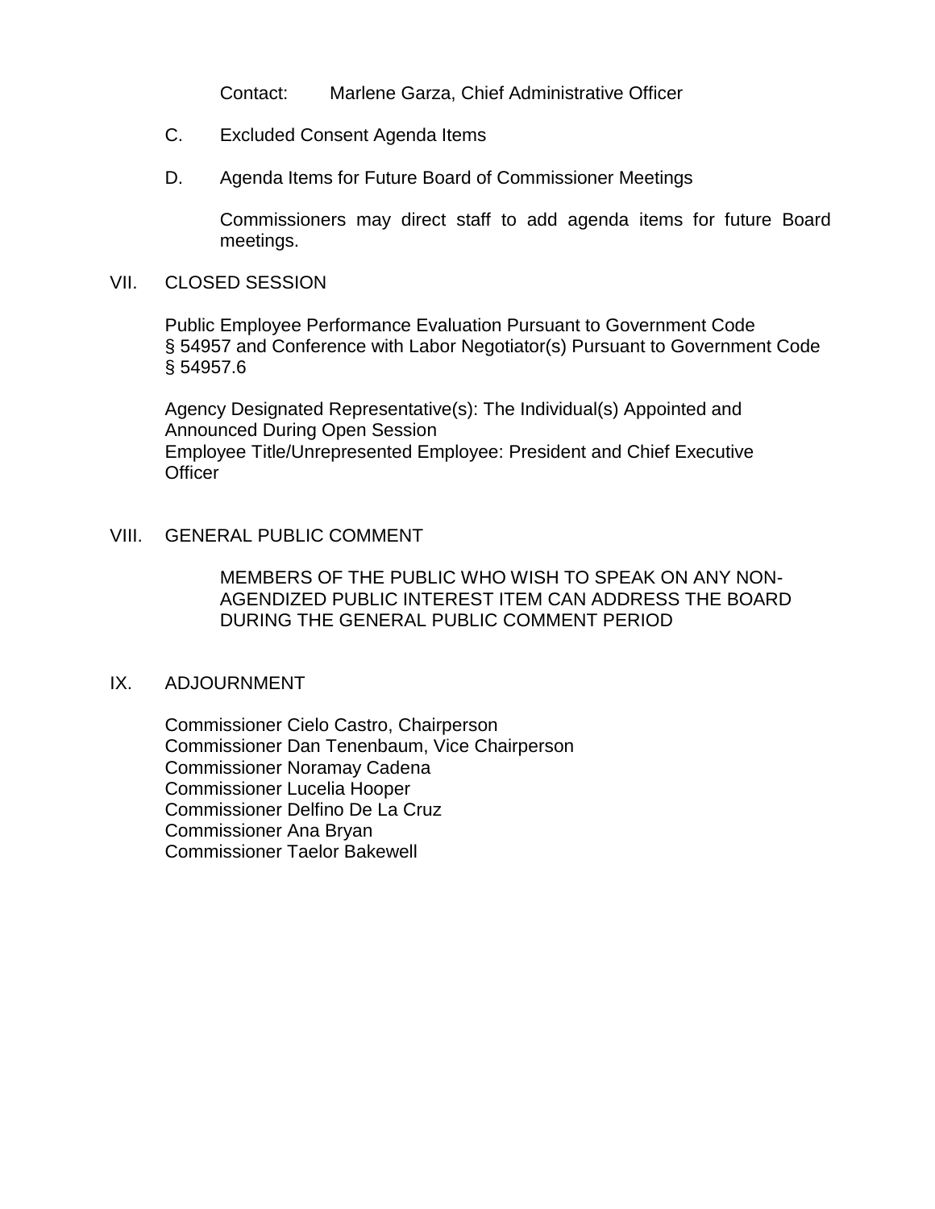Contact: Marlene Garza, Chief Administrative Officer

C. Excluded Consent Agenda Items

D. Agenda Items for Future Board of Commissioner Meetings

Commissioners may direct staff to add agenda items for future Board meetings.

## VII. CLOSED SESSION

Public Employee Performance Evaluation Pursuant to Government Code § 54957 and Conference with Labor Negotiator(s) Pursuant to Government Code § 54957.6

Agency Designated Representative(s): The Individual(s) Appointed and Announced During Open Session
Employee Title/Unrepresented Employee: President and Chief Executive Officer

## VIII. GENERAL PUBLIC COMMENT

MEMBERS OF THE PUBLIC WHO WISH TO SPEAK ON ANY NON-AGENDIZED PUBLIC INTEREST ITEM CAN ADDRESS THE BOARD DURING THE GENERAL PUBLIC COMMENT PERIOD

## IX. ADJOURNMENT

Commissioner Cielo Castro, Chairperson
Commissioner Dan Tenenbaum, Vice Chairperson
Commissioner Noramay Cadena
Commissioner Lucelia Hooper
Commissioner Delfino De La Cruz
Commissioner Ana Bryan
Commissioner Taelor Bakewell